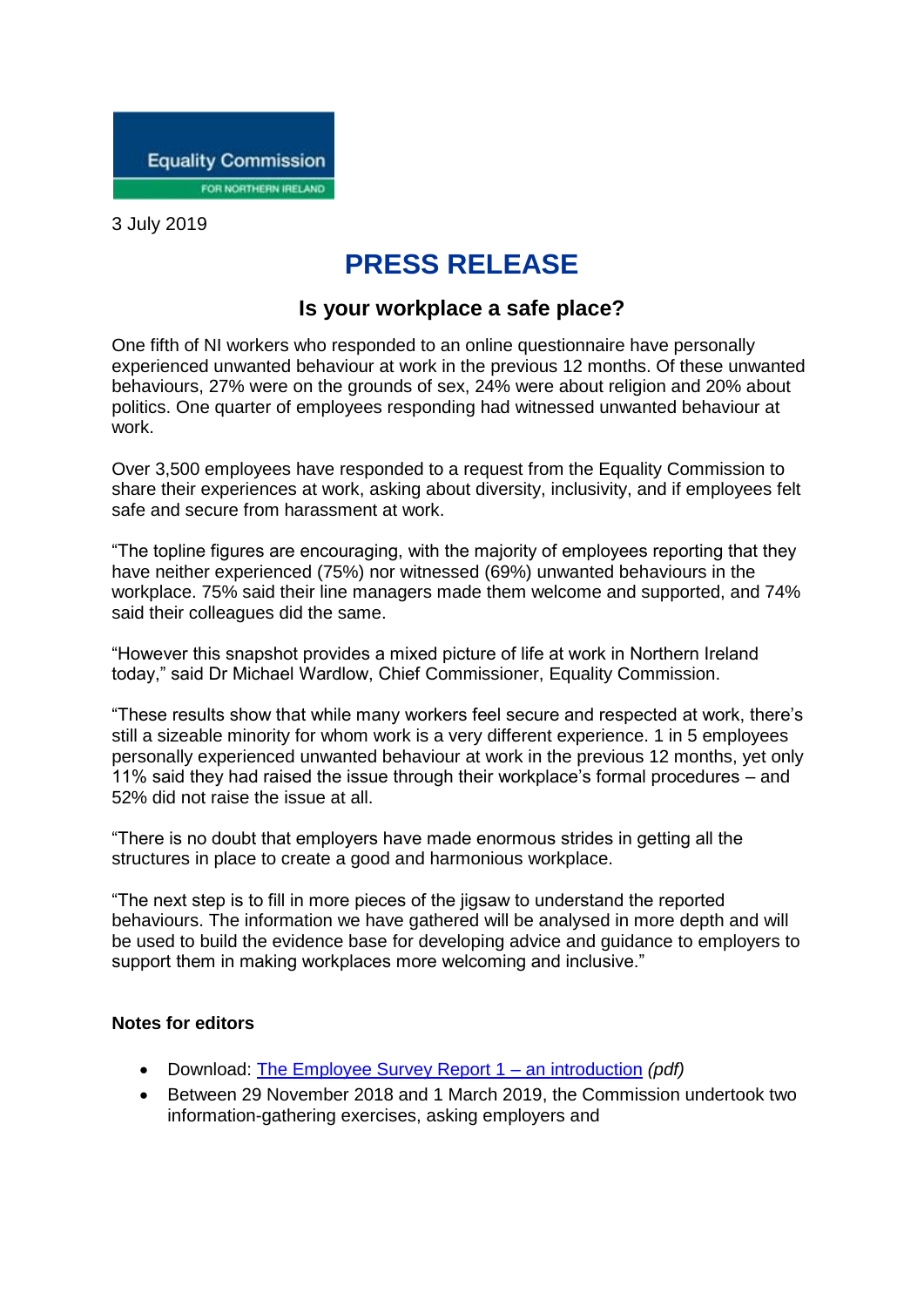Equality Commission FOR NORTHERN IRELAND

3 July 2019

# PRESS RELEASE

## Is your workplace a safe place?

One fifth of NI workers who responded to an online questionnaire have personally experienced unwanted behaviour at work in the previous 12 months. Of these unwanted behaviours, 27% were on the grounds of sex, 24% were about religion and 20% about politics. One quarter of employees responding had witnessed unwanted behaviour at work.

Over 3,500 employees have responded to a request from the Equality Commission to share their experiences at work, asking about diversity, inclusivity, and if employees felt safe and secure from harassment at work.

“The topline figures are encouraging, with the majority of employees reporting that they have neither experienced (75%) nor witnessed (69%) unwanted behaviours in the workplace. 75% said their line managers made them welcome and supported, and 74% said their colleagues did the same.

“However this snapshot provides a mixed picture of life at work in Northern Ireland today,” said Dr Michael Wardlow, Chief Commissioner, Equality Commission.

“These results show that while many workers feel secure and respected at work, there’s still a sizeable minority for whom work is a very different experience. 1 in 5 employees personally experienced unwanted behaviour at work in the previous 12 months, yet only 11% said they had raised the issue through their workplace’s formal procedures – and 52% did not raise the issue at all.

“There is no doubt that employers have made enormous strides in getting all the structures in place to create a good and harmonious workplace.

“The next step is to fill in more pieces of the jigsaw to understand the reported behaviours. The information we have gathered will be analysed in more depth and will be used to build the evidence base for developing advice and guidance to employers to support them in making workplaces more welcoming and inclusive.”

**Notes for editors**

- Download: The Employee Survey Report 1 – an introduction *(pdf)*
- Between 29 November 2018 and 1 March 2019, the Commission undertook two information-gathering exercises, asking employers and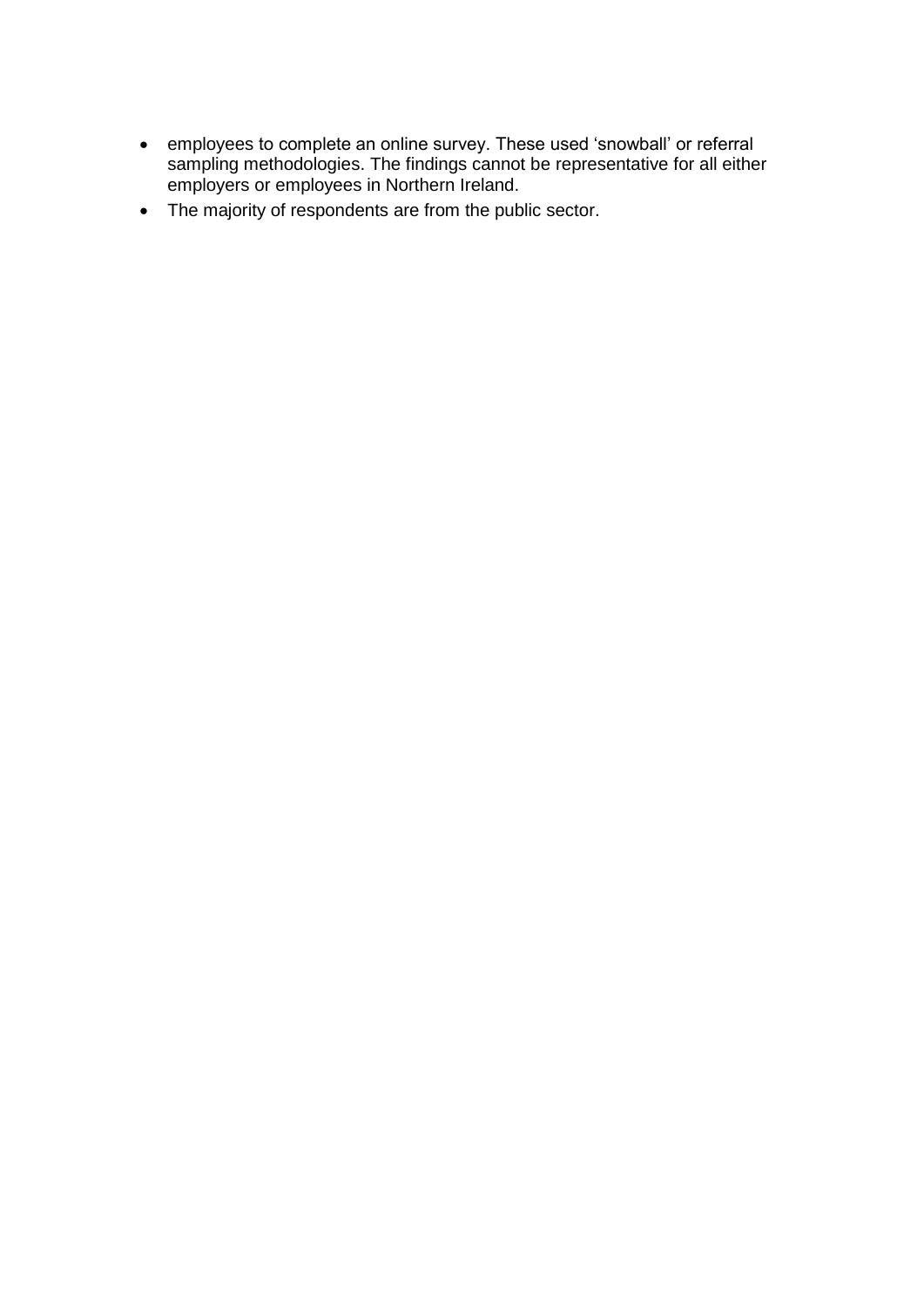- employees to complete an online survey. These used 'snowball' or referral sampling methodologies. The findings cannot be representative for all either employers or employees in Northern Ireland.
- The majority of respondents are from the public sector.